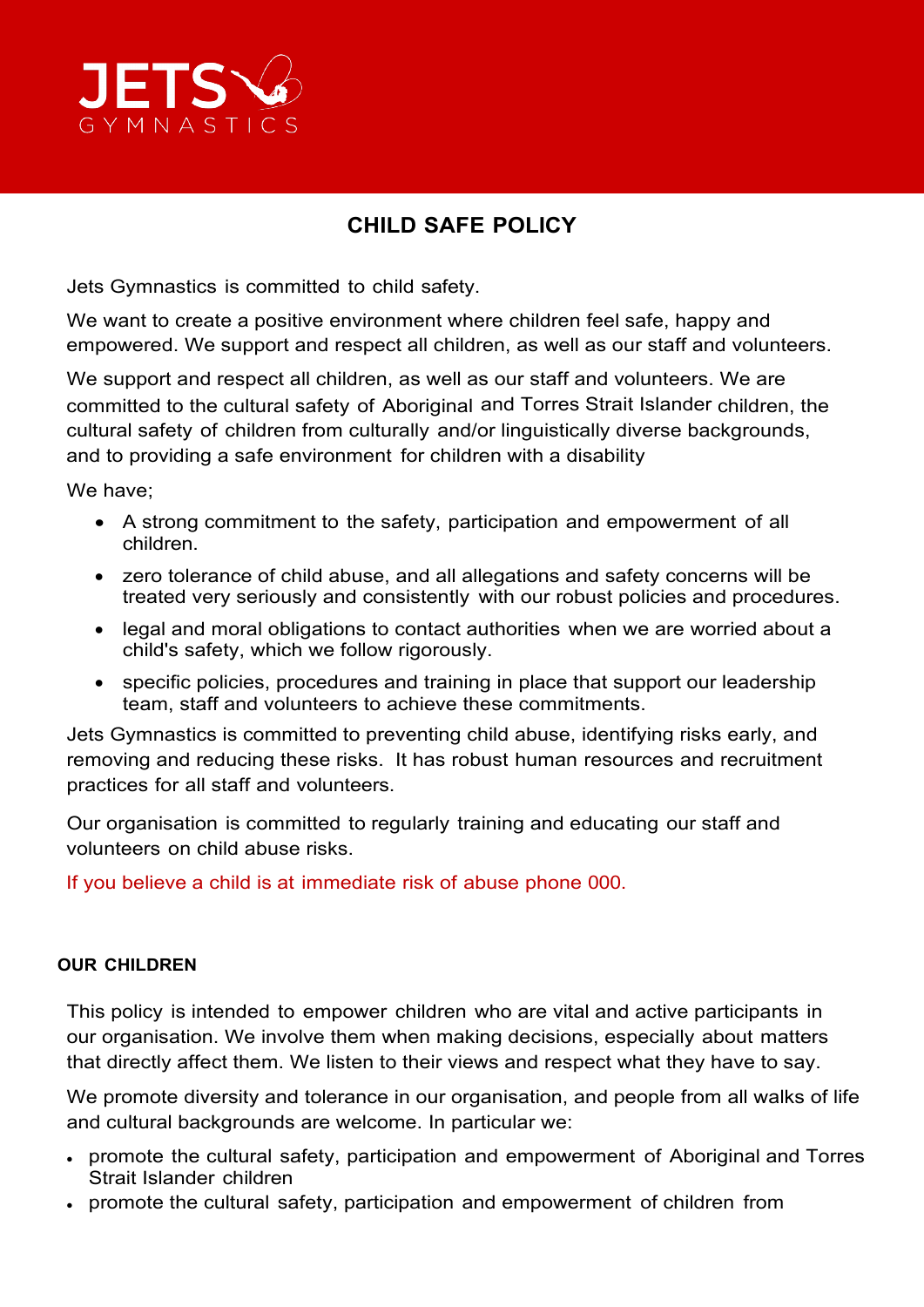JETS GYMNASTICS

# CHILD SAFE POLICY

Jets Gymnastics is committed to child safety.

We want to create a positive environment where children feel safe, happy and empowered. We support and respect all children, as well as our staff and volunteers.

We support and respect all children, as well as our staff and volunteers. We are committed to the cultural safety of Aboriginal and Torres Strait Islander children, the cultural safety of children from culturally and/or linguistically diverse backgrounds, and to providing a safe environment for children with a disability

We have;

- A strong commitment to the safety, participation and empowerment of all children.
- zero tolerance of child abuse, and all allegations and safety concerns will be treated very seriously and consistently with our robust policies and procedures.
- legal and moral obligations to contact authorities when we are worried about a child's safety, which we follow rigorously.
- specific policies, procedures and training in place that support our leadership team, staff and volunteers to achieve these commitments.

Jets Gymnastics is committed to preventing child abuse, identifying risks early, and removing and reducing these risks. It has robust human resources and recruitment practices for all staff and volunteers.

Our organisation is committed to regularly training and educating our staff and volunteers on child abuse risks.

If you believe a child is at immediate risk of abuse phone 000.

## OUR CHILDREN

This policy is intended to empower children who are vital and active participants in our organisation. We involve them when making decisions, especially about matters that directly affect them. We listen to their views and respect what they have to say.

We promote diversity and tolerance in our organisation, and people from all walks of life and cultural backgrounds are welcome. In particular we:

- promote the cultural safety, participation and empowerment of Aboriginal and Torres Strait Islander children
- promote the cultural safety, participation and empowerment of children from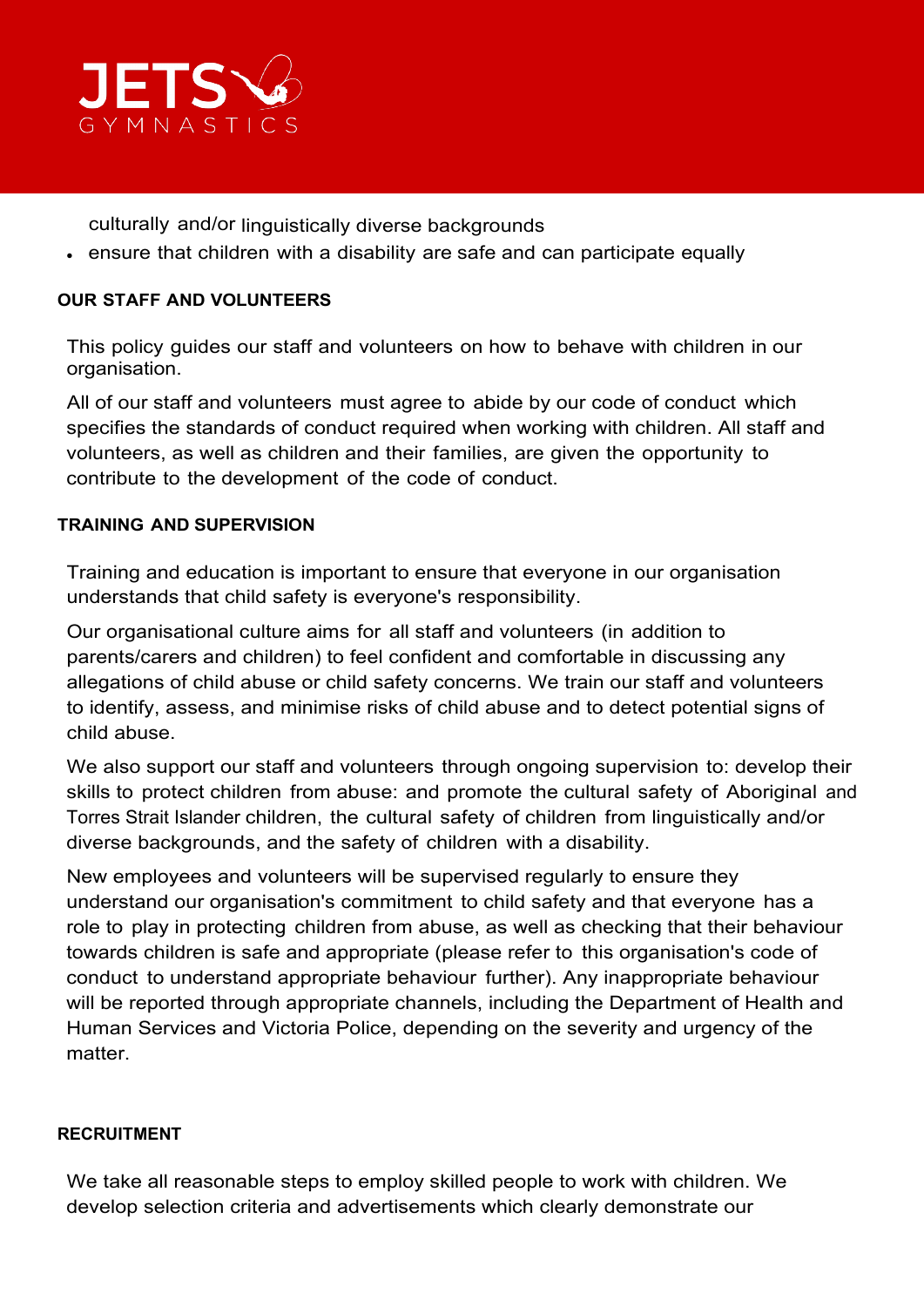culturally and/or linguistically diverse backgrounds

- ensure that children with a disability are safe and can participate equally

**OUR STAFF AND VOLUNTEERS**

This policy guides our staff and volunteers on how to behave with children in our organisation.

All of our staff and volunteers must agree to abide by our code of conduct which specifies the standards of conduct required when working with children. All staff and volunteers, as well as children and their families, are given the opportunity to contribute to the development of the code of conduct.

**TRAINING AND SUPERVISION**

Training and education is important to ensure that everyone in our organisation understands that child safety is everyone's responsibility.

Our organisational culture aims for all staff and volunteers (in addition to parents/carers and children) to feel confident and comfortable in discussing any allegations of child abuse or child safety concerns. We train our staff and volunteers to identify, assess, and minimise risks of child abuse and to detect potential signs of child abuse.

We also support our staff and volunteers through ongoing supervision to: develop their skills to protect children from abuse: and promote the cultural safety of Aboriginal and Torres Strait Islander children, the cultural safety of children from linguistically and/or diverse backgrounds, and the safety of children with a disability.

New employees and volunteers will be supervised regularly to ensure they understand our organisation's commitment to child safety and that everyone has a role to play in protecting children from abuse, as well as checking that their behaviour towards children is safe and appropriate (please refer to this organisation's code of conduct to understand appropriate behaviour further). Any inappropriate behaviour will be reported through appropriate channels, including the Department of Health and Human Services and Victoria Police, depending on the severity and urgency of the matter.

**RECRUITMENT**

We take all reasonable steps to employ skilled people to work with children. We develop selection criteria and advertisements which clearly demonstrate our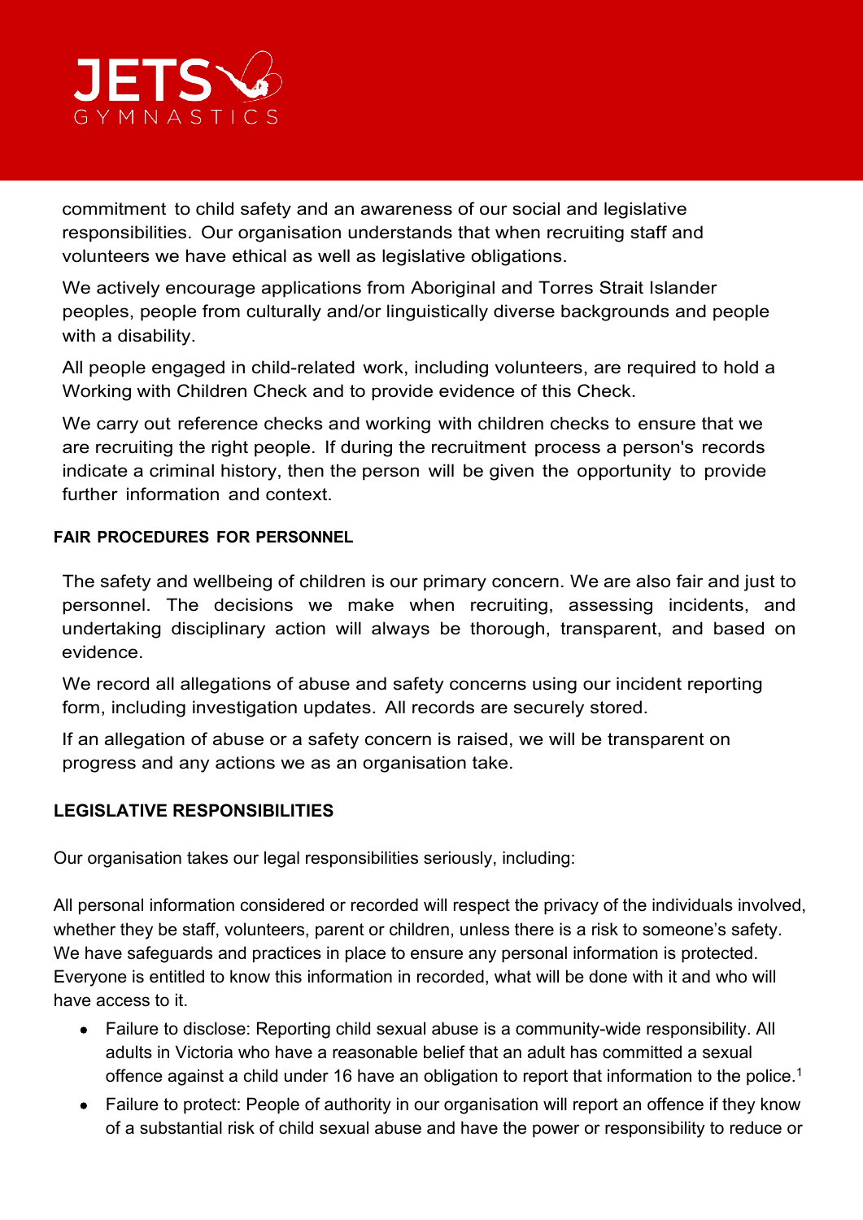commitment to child safety and an awareness of our social and legislative responsibilities. Our organisation understands that when recruiting staff and volunteers we have ethical as well as legislative obligations.

We actively encourage applications from Aboriginal and Torres Strait Islander peoples, people from culturally and/or linguistically diverse backgrounds and people with a disability.

All people engaged in child-related work, including volunteers, are required to hold a Working with Children Check and to provide evidence of this Check.

We carry out reference checks and working with children checks to ensure that we are recruiting the right people. If during the recruitment process a person's records indicate a criminal history, then the person will be given the opportunity to provide further information and context.

#### FAIR PROCEDURES FOR PERSONNEL

The safety and wellbeing of children is our primary concern. We are also fair and just to personnel. The decisions we make when recruiting, assessing incidents, and undertaking disciplinary action will always be thorough, transparent, and based on evidence.

We record all allegations of abuse and safety concerns using our incident reporting form, including investigation updates. All records are securely stored.

If an allegation of abuse or a safety concern is raised, we will be transparent on progress and any actions we as an organisation take.

### LEGISLATIVE RESPONSIBILITIES

Our organisation takes our legal responsibilities seriously, including:

All personal information considered or recorded will respect the privacy of the individuals involved, whether they be staff, volunteers, parent or children, unless there is a risk to someone's safety. We have safeguards and practices in place to ensure any personal information is protected. Everyone is entitled to know this information in recorded, what will be done with it and who will have access to it.

- Failure to disclose: Reporting child sexual abuse is a community-wide responsibility. All adults in Victoria who have a reasonable belief that an adult has committed a sexual offence against a child under 16 have an obligation to report that information to the police.[1]
- Failure to protect: People of authority in our organisation will report an offence if they know of a substantial risk of child sexual abuse and have the power or responsibility to reduce or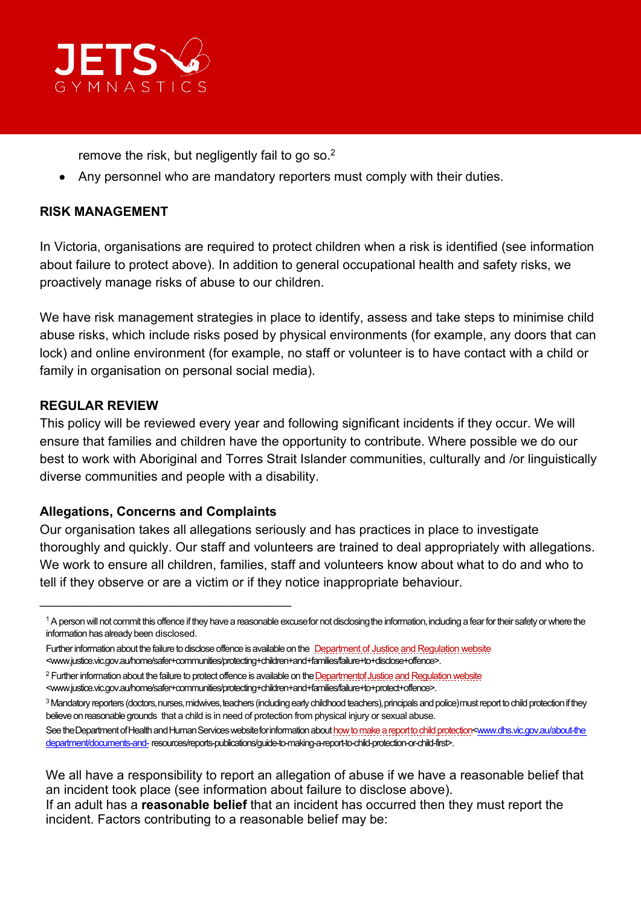remove the risk, but negligently fail to go so.[2]

- Any personnel who are mandatory reporters must comply with their duties.

**RISK MANAGEMENT**

In Victoria, organisations are required to protect children when a risk is identified (see information about failure to protect above). In addition to general occupational health and safety risks, we proactively manage risks of abuse to our children.

We have risk management strategies in place to identify, assess and take steps to minimise child abuse risks, which include risks posed by physical environments (for example, any doors that can lock) and online environment (for example, no staff or volunteer is to have contact with a child or family in organisation on personal social media).

**REGULAR REVIEW**

This policy will be reviewed every year and following significant incidents if they occur. We will ensure that families and children have the opportunity to contribute. Where possible we do our best to work with Aboriginal and Torres Strait Islander communities, culturally and /or linguistically diverse communities and people with a disability.

**Allegations, Concerns and Complaints**

Our organisation takes all allegations seriously and has practices in place to investigate thoroughly and quickly. Our staff and volunteers are trained to deal appropriately with allegations. We work to ensure all children, families, staff and volunteers know about what to do and who to tell if they observe or are a victim or if they notice inappropriate behaviour.

---

[1] A person will not commit this offence if they have a reasonable excuse for not disclosing the information, including a fear for their safety or where the information has already been disclosed.

Further information about the failure to disclose offence is available on the Department of Justice and Regulation website <www.justice.vic.gov.au/home/safer+communities/protecting+children+and+families/failure+to+disclose+offence>.

[2] Further information about the failure to protect offence is available on the Departmentof Justice and Regulation website <www.justice.vic.gov.au/home/safer+communities/protecting+children+and+families/failure+to+protect+offence>.

[3] Mandatory reporters (doctors, nurses, midwives, teachers (including early childhood teachers), principals and police) must report to child protection if they believe on reasonable grounds that a child is in need of protection from physical injury or sexual abuse.

See the Department of Health and Human Services website for information about how to make a report to child protection<www.dhs.vic.gov.au/about-the department/documents-and- resources/reports-publications/guide-to-making-a-report-to-child-protection-or-child-first>.

We all have a responsibility to report an allegation of abuse if we have a reasonable belief that an incident took place (see information about failure to disclose above).
If an adult has a **reasonable belief** that an incident has occurred then they must report the incident. Factors contributing to a reasonable belief may be: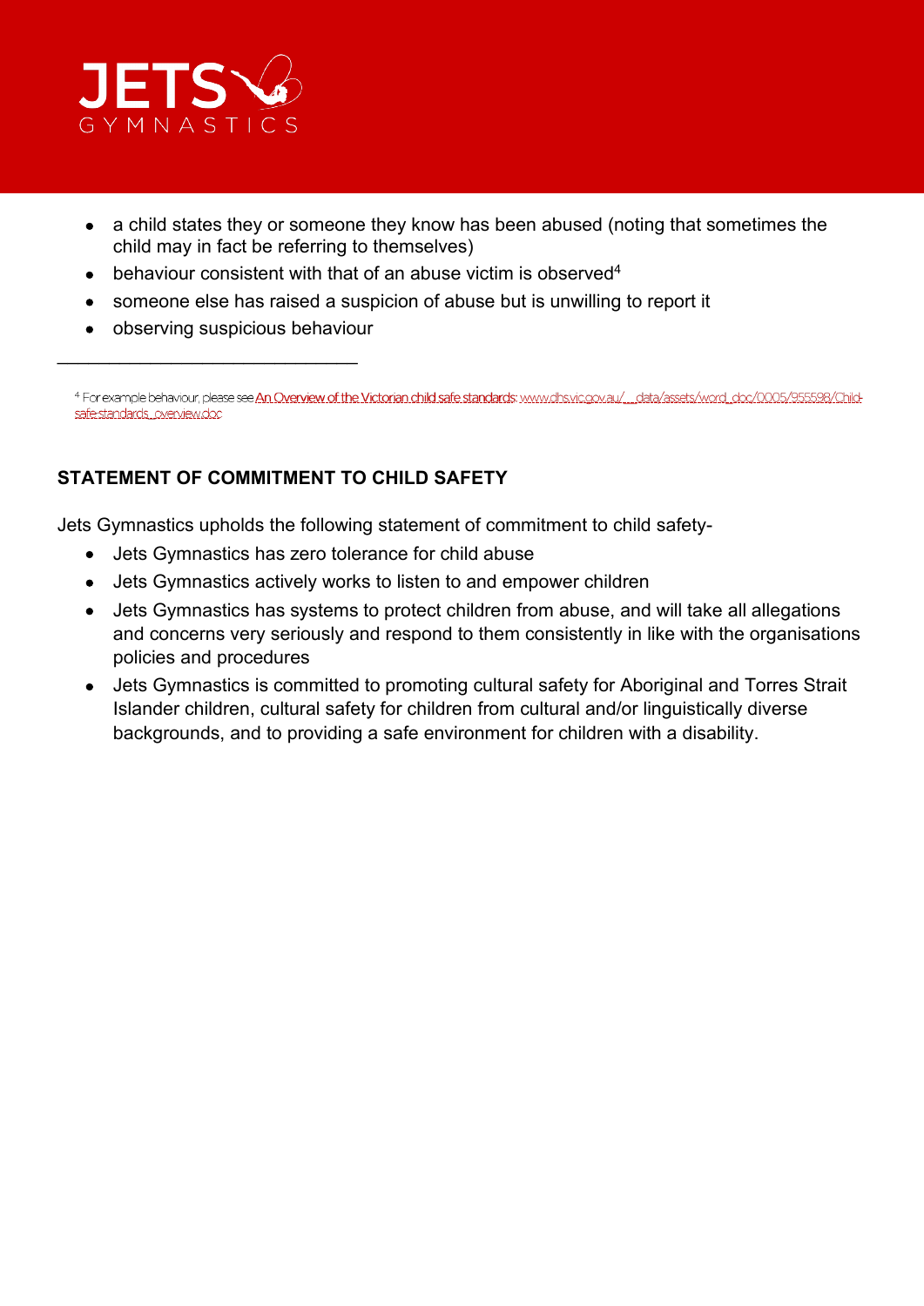- a child states they or someone they know has been abused (noting that sometimes the child may in fact be referring to themselves)
- behaviour consistent with that of an abuse victim is observed[4]
- someone else has raised a suspicion of abuse but is unwilling to report it
- observing suspicious behaviour

---

[4] For example behaviour, please see An Overview of the Victorian child safe standards: www.dhs.vic.gov.au/__data/assets/word_doc/0005/955598/Child-safe-standards_overview.doc

## STATEMENT OF COMMITMENT TO CHILD SAFETY

Jets Gymnastics upholds the following statement of commitment to child safety-

- Jets Gymnastics has zero tolerance for child abuse
- Jets Gymnastics actively works to listen to and empower children
- Jets Gymnastics has systems to protect children from abuse, and will take all allegations and concerns very seriously and respond to them consistently in like with the organisations policies and procedures
- Jets Gymnastics is committed to promoting cultural safety for Aboriginal and Torres Strait Islander children, cultural safety for children from cultural and/or linguistically diverse backgrounds, and to providing a safe environment for children with a disability.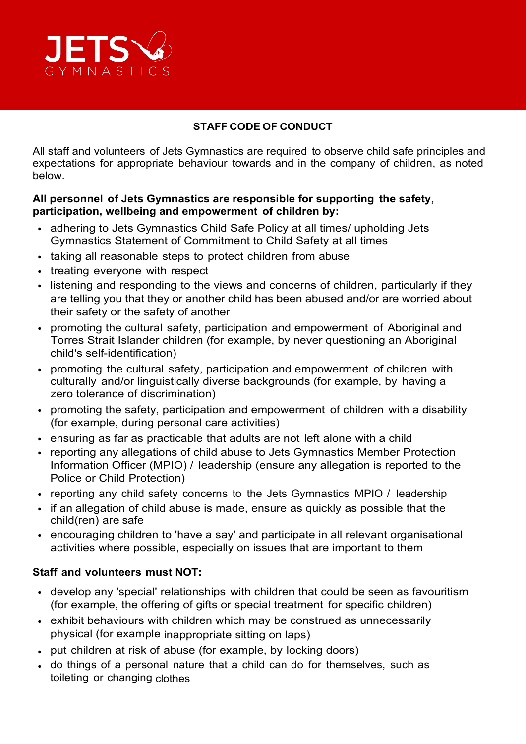## STAFF CODE OF CONDUCT

All staff and volunteers of Jets Gymnastics are required to observe child safe principles and expectations for appropriate behaviour towards and in the company of children, as noted below.

**All personnel of Jets Gymnastics are responsible for supporting the safety, participation, wellbeing and empowerment of children by:**

- adhering to Jets Gymnastics Child Safe Policy at all times/ upholding Jets Gymnastics Statement of Commitment to Child Safety at all times
- taking all reasonable steps to protect children from abuse
- treating everyone with respect
- listening and responding to the views and concerns of children, particularly if they are telling you that they or another child has been abused and/or are worried about their safety or the safety of another
- promoting the cultural safety, participation and empowerment of Aboriginal and Torres Strait Islander children (for example, by never questioning an Aboriginal child's self-identification)
- promoting the cultural safety, participation and empowerment of children with culturally and/or linguistically diverse backgrounds (for example, by having a zero tolerance of discrimination)
- promoting the safety, participation and empowerment of children with a disability (for example, during personal care activities)
- ensuring as far as practicable that adults are not left alone with a child
- reporting any allegations of child abuse to Jets Gymnastics Member Protection Information Officer (MPIO) / leadership (ensure any allegation is reported to the Police or Child Protection)
- reporting any child safety concerns to the Jets Gymnastics MPIO / leadership
- if an allegation of child abuse is made, ensure as quickly as possible that the child(ren) are safe
- encouraging children to 'have a say' and participate in all relevant organisational activities where possible, especially on issues that are important to them

**Staff and volunteers must NOT:**

- develop any 'special' relationships with children that could be seen as favouritism (for example, the offering of gifts or special treatment for specific children)
- exhibit behaviours with children which may be construed as unnecessarily physical (for example inappropriate sitting on laps)
- put children at risk of abuse (for example, by locking doors)
- do things of a personal nature that a child can do for themselves, such as toileting or changing clothes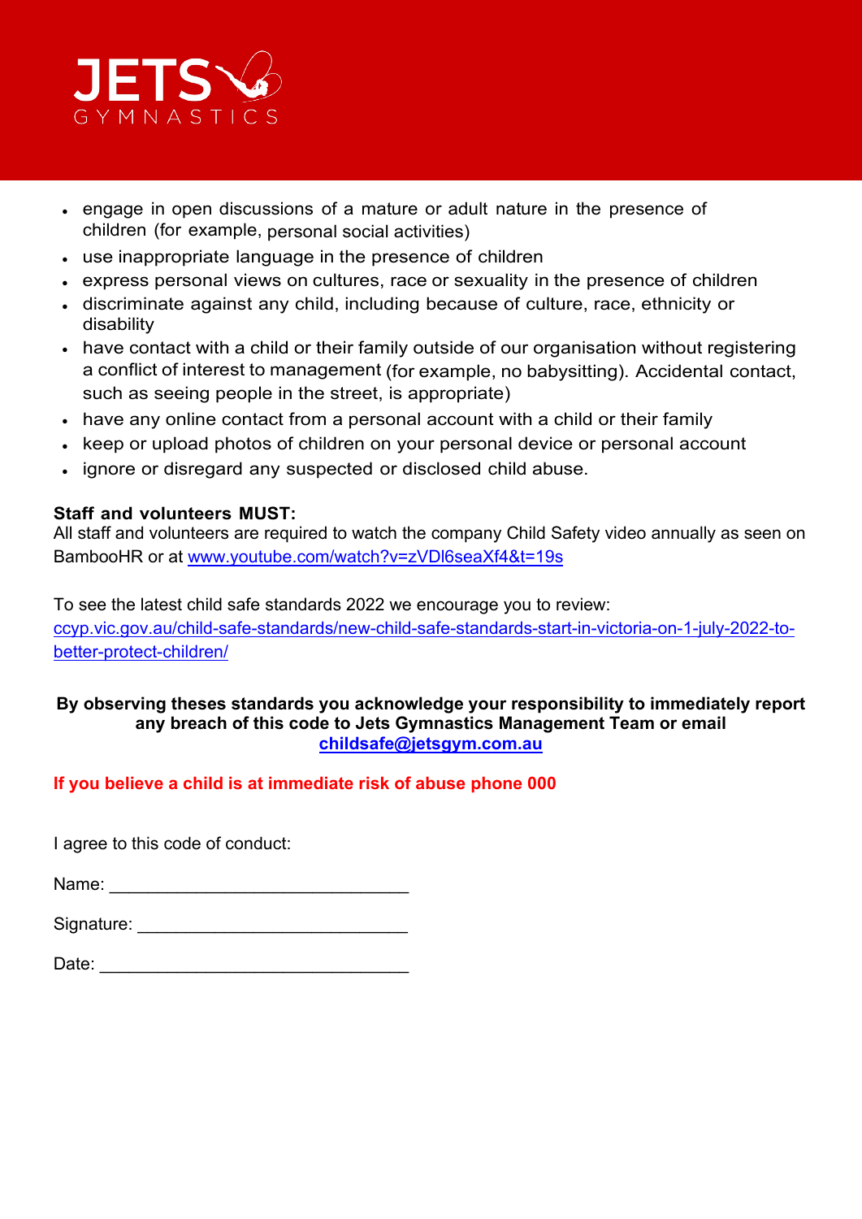- engage in open discussions of a mature or adult nature in the presence of children (for example, personal social activities)
- use inappropriate language in the presence of children
- express personal views on cultures, race or sexuality in the presence of children
- discriminate against any child, including because of culture, race, ethnicity or disability
- have contact with a child or their family outside of our organisation without registering a conflict of interest to management (for example, no babysitting). Accidental contact, such as seeing people in the street, is appropriate)
- have any online contact from a personal account with a child or their family
- keep or upload photos of children on your personal device or personal account
- ignore or disregard any suspected or disclosed child abuse.

**Staff and volunteers MUST:**

All staff and volunteers are required to watch the company Child Safety video annually as seen on BambooHR or at [www.youtube.com/watch?v=zVDl6seaXf4&t=19s](www.youtube.com/watch?v=zVDl6seaXf4&t=19s)

To see the latest child safe standards 2022 we encourage you to review: [ccyp.vic.gov.au/child-safe-standards/new-child-safe-standards-start-in-victoria-on-1-july-2022-to-better-protect-children/](ccyp.vic.gov.au/child-safe-standards/new-child-safe-standards-start-in-victoria-on-1-july-2022-to-better-protect-children/)

**By observing theses standards you acknowledge your responsibility to immediately report any breach of this code to Jets Gymnastics Management Team or email [childsafe@jetsgym.com.au](mailto:childsafe@jetsgym.com.au)**

**If you believe a child is at immediate risk of abuse phone 000**

I agree to this code of conduct:

Name: ______________________________

Signature: ___________________________

Date: _______________________________